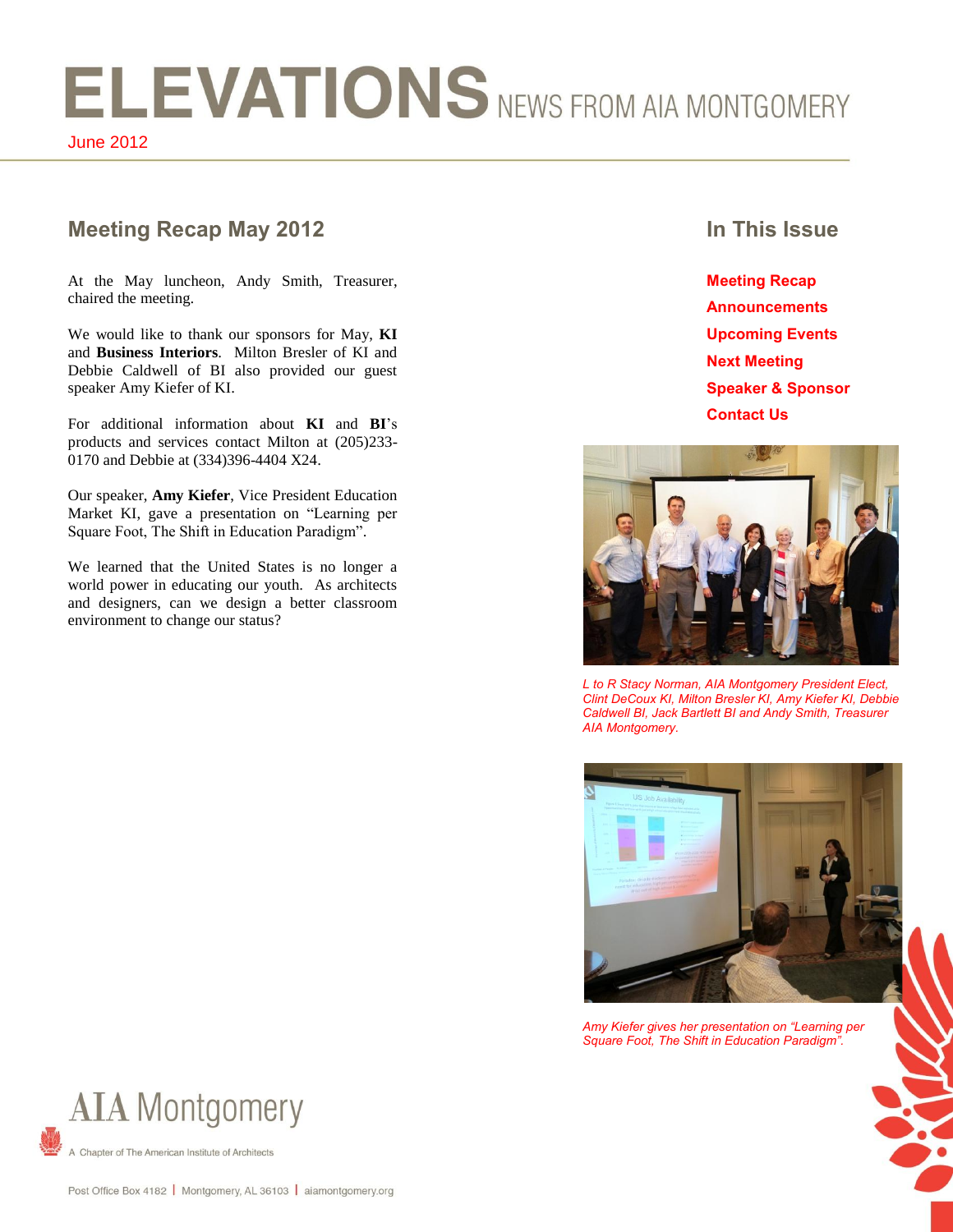# ELEVATIONS NEWS FROM AIA MONTGOMERY

June 2012

## Meeting Recap May 2012

At the May luncheon, Andy Smith, Treasurer, chaired the meeting.

We would like to thank our sponsors for May, **KI** and **Business Interiors**. Milton Bresler of KI and Debbie Caldwell of BI also provided our guest speaker Amy Kiefer of KI.

For additional information about **KI** and **BI**'s products and services contact Milton at (205)233-0170 and Debbie at (334)396-4404 X24.

Our speaker, **Amy Kiefer**, Vice President Education Market KI, gave a presentation on "Learning per Square Foot, The Shift in Education Paradigm".

We learned that the United States is no longer a world power in educating our youth. As architects and designers, can we design a better classroom environment to change our status?

## In This Issue

**Meeting Recap**
**Announcements**
**Upcoming Events**
**Next Meeting**
**Speaker & Sponsor**
**Contact Us**

*L to R Stacy Norman, AIA Montgomery President Elect, Clint DeCoux KI, Milton Bresler KI, Amy Kiefer KI, Debbie Caldwell BI, Jack Bartlett BI and Andy Smith, Treasurer AIA Montgomery.*

*Amy Kiefer gives her presentation on "Learning per Square Foot, The Shift in Education Paradigm".*

AIA Montgomery

A Chapter of The American Institute of Architects

Post Office Box 4182 | Montgomery, AL 36103 | aiamontgomery.org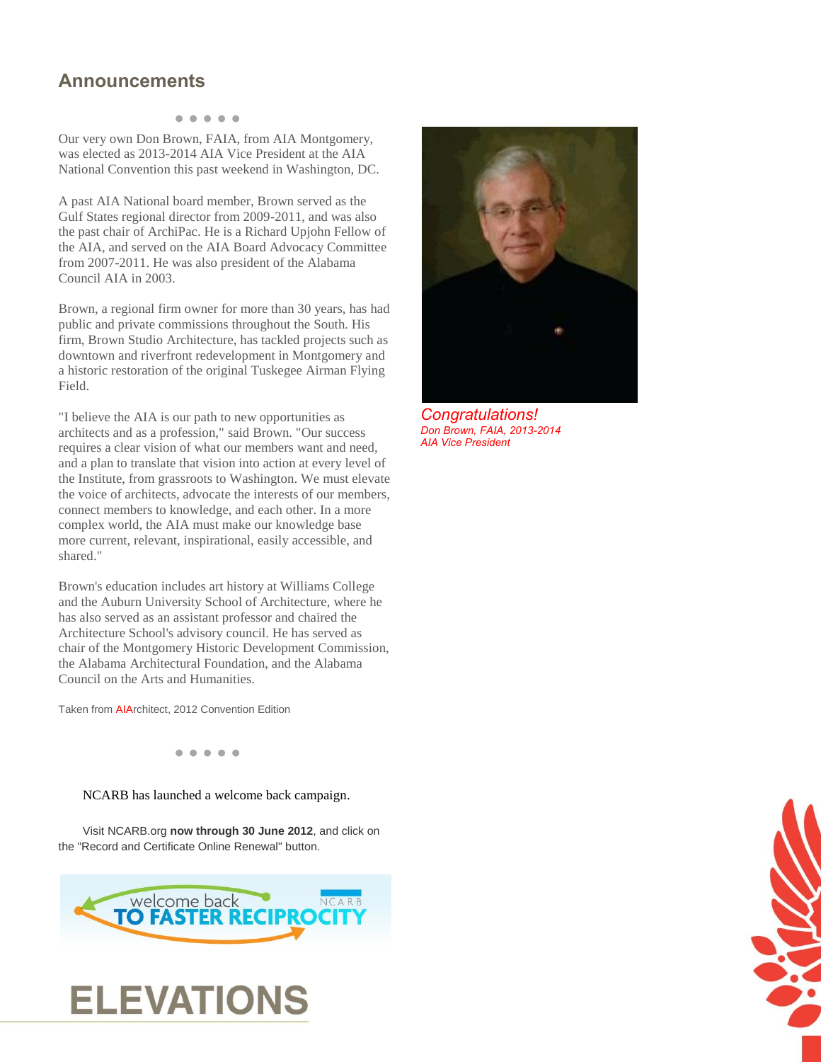## Announcements

• • • • •

Our very own Don Brown, FAIA, from AIA Montgomery, was elected as 2013-2014 AIA Vice President at the AIA National Convention this past weekend in Washington, DC.

A past AIA National board member, Brown served as the Gulf States regional director from 2009-2011, and was also the past chair of ArchiPac. He is a Richard Upjohn Fellow of the AIA, and served on the AIA Board Advocacy Committee from 2007-2011. He was also president of the Alabama Council AIA in 2003.

Brown, a regional firm owner for more than 30 years, has had public and private commissions throughout the South. His firm, Brown Studio Architecture, has tackled projects such as downtown and riverfront redevelopment in Montgomery and a historic restoration of the original Tuskegee Airman Flying Field.

"I believe the AIA is our path to new opportunities as architects and as a profession," said Brown. "Our success requires a clear vision of what our members want and need, and a plan to translate that vision into action at every level of the Institute, from grassroots to Washington. We must elevate the voice of architects, advocate the interests of our members, connect members to knowledge, and each other. In a more complex world, the AIA must make our knowledge base more current, relevant, inspirational, easily accessible, and shared."

Brown's education includes art history at Williams College and the Auburn University School of Architecture, where he has also served as an assistant professor and chaired the Architecture School's advisory council. He has served as chair of the Montgomery Historic Development Commission, the Alabama Architectural Foundation, and the Alabama Council on the Arts and Humanities.

Taken from AIArchitect, 2012 Convention Edition

*Congratulations!*
*Don Brown, FAIA, 2013-2014 AIA Vice President*

• • • • •

NCARB has launched a welcome back campaign.

Visit NCARB.org **now through 30 June 2012**, and click on the "Record and Certificate Online Renewal" button.

welcome back TO FASTER RECIPROCITY NCARB

# ELEVATIONS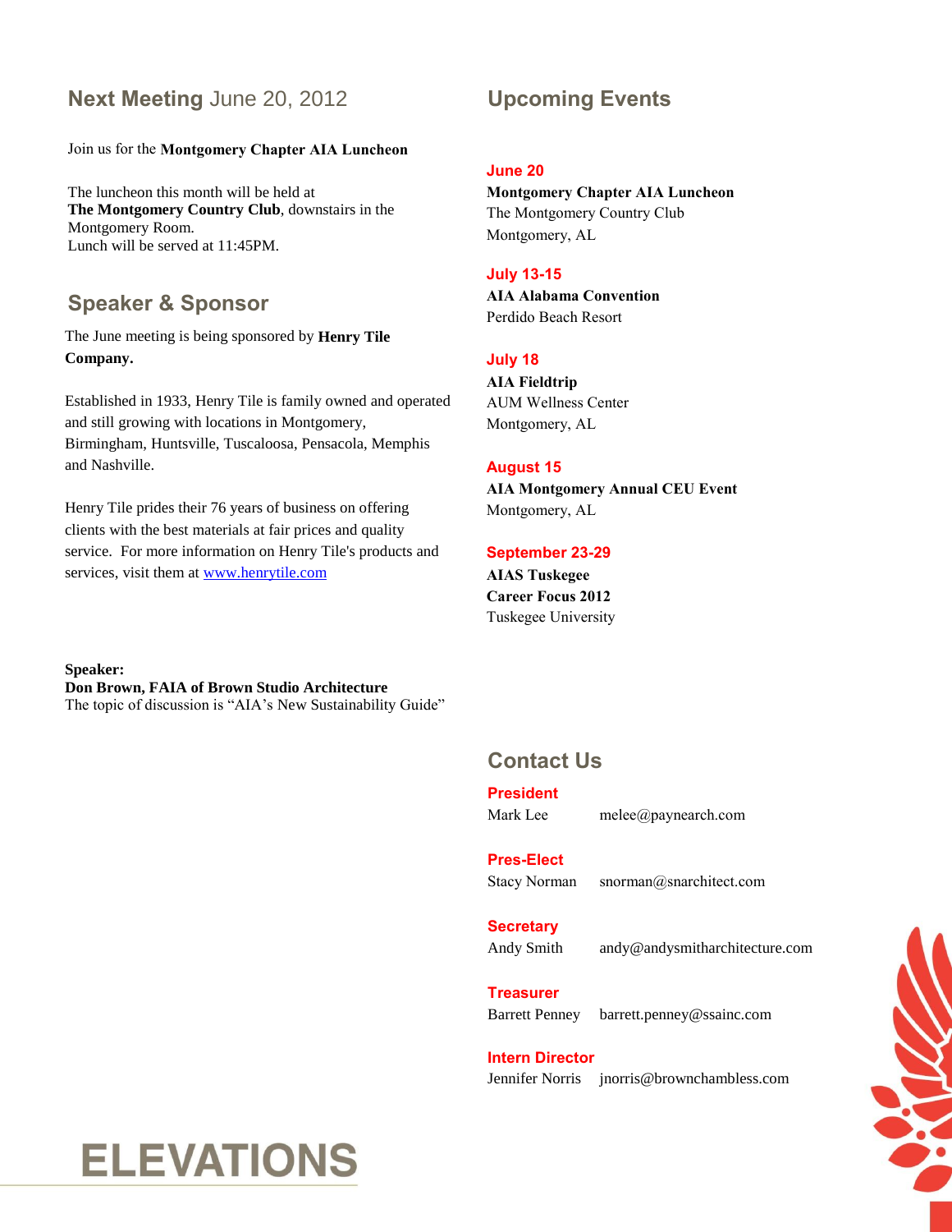## Next Meeting June 20, 2012

Join us for the **Montgomery Chapter AIA Luncheon**

The luncheon this month will be held at
**The Montgomery Country Club**, downstairs in the Montgomery Room.
Lunch will be served at 11:45PM.

## Speaker & Sponsor

The June meeting is being sponsored by **Henry Tile Company.**

Established in 1933, Henry Tile is family owned and operated and still growing with locations in Montgomery, Birmingham, Huntsville, Tuscaloosa, Pensacola, Memphis and Nashville.

Henry Tile prides their 76 years of business on offering clients with the best materials at fair prices and quality service. For more information on Henry Tile's products and services, visit them at [www.henrytile.com](http://www.henrytile.com)

**Speaker:**
**Don Brown, FAIA of Brown Studio Architecture**
The topic of discussion is "AIA's New Sustainability Guide"

## Upcoming Events

**June 20**
**Montgomery Chapter AIA Luncheon**
The Montgomery Country Club
Montgomery, AL

**July 13-15**
**AIA Alabama Convention**
Perdido Beach Resort

**July 18**
**AIA Fieldtrip**
AUM Wellness Center
Montgomery, AL

**August 15**
**AIA Montgomery Annual CEU Event**
Montgomery, AL

**September 23-29**
**AIAS Tuskegee**
**Career Focus 2012**
Tuskegee University

## Contact Us

**President**
Mark Lee melee@paynearch.com

**Pres-Elect**
Stacy Norman snorman@snarchitect.com

**Secretary**
Andy Smith andy@andysmitharchitecture.com

**Treasurer**
Barrett Penney barrett.penney@ssainc.com

**Intern Director**
Jennifer Norris jnorris@brownchambless.com

ELEVATIONS